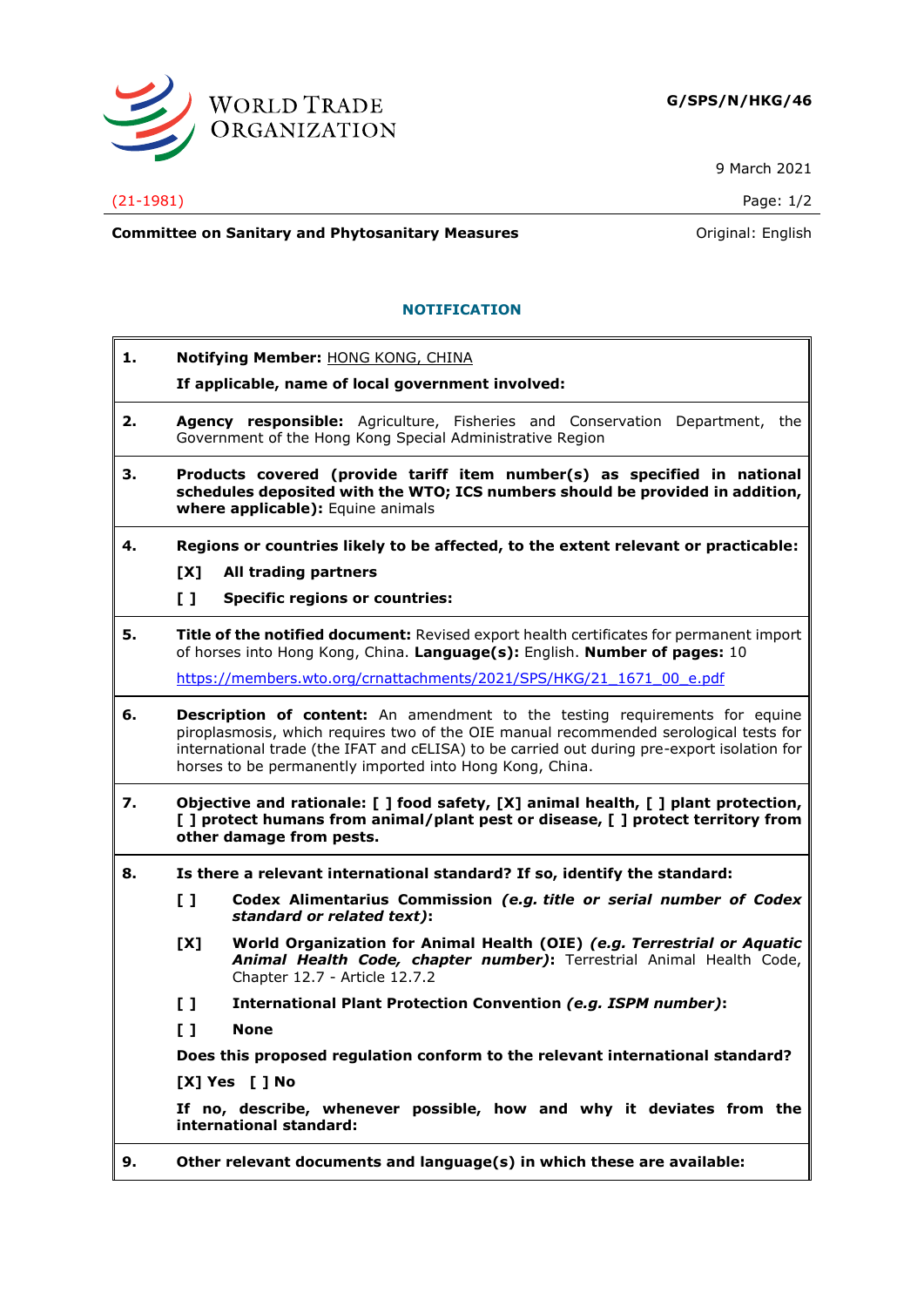WORLD TRADE ORGANIZATION

**G/SPS/N/HKG/46**

9 March 2021

(21-1981)

**Committee on Sanitary and Phytosanitary Measures** Original: English

## NOTIFICATION

**1. Notifying Member:** HONG KONG, CHINA

**If applicable, name of local government involved:**

**2. Agency responsible:** Agriculture, Fisheries and Conservation Department, the Government of the Hong Kong Special Administrative Region

**3. Products covered (provide tariff item number(s) as specified in national schedules deposited with the WTO; ICS numbers should be provided in addition, where applicable):** Equine animals

**4. Regions or countries likely to be affected, to the extent relevant or practicable:**

**[X] All trading partners**

**[ ] Specific regions or countries:**

**5. Title of the notified document:** Revised export health certificates for permanent import of horses into Hong Kong, China. **Language(s):** English. **Number of pages:** 10

https://members.wto.org/crnattachments/2021/SPS/HKG/21_1671_00_e.pdf

**6. Description of content:** An amendment to the testing requirements for equine piroplasmosis, which requires two of the OIE manual recommended serological tests for international trade (the IFAT and cELISA) to be carried out during pre-export isolation for horses to be permanently imported into Hong Kong, China.

**7. Objective and rationale: [ ] food safety, [X] animal health, [ ] plant protection, [ ] protect humans from animal/plant pest or disease, [ ] protect territory from other damage from pests.**

**8. Is there a relevant international standard? If so, identify the standard:**

**[ ] Codex Alimentarius Commission *(e.g. title or serial number of Codex standard or related text)*:**

**[X] World Organization for Animal Health (OIE) *(e.g. Terrestrial or Aquatic Animal Health Code, chapter number)*:** Terrestrial Animal Health Code, Chapter 12.7 - Article 12.7.2

**[ ] International Plant Protection Convention *(e.g. ISPM number)*:**

**[ ] None**

**Does this proposed regulation conform to the relevant international standard?**

**[X] Yes [ ] No**

**If no, describe, whenever possible, how and why it deviates from the international standard:**

**9. Other relevant documents and language(s) in which these are available:**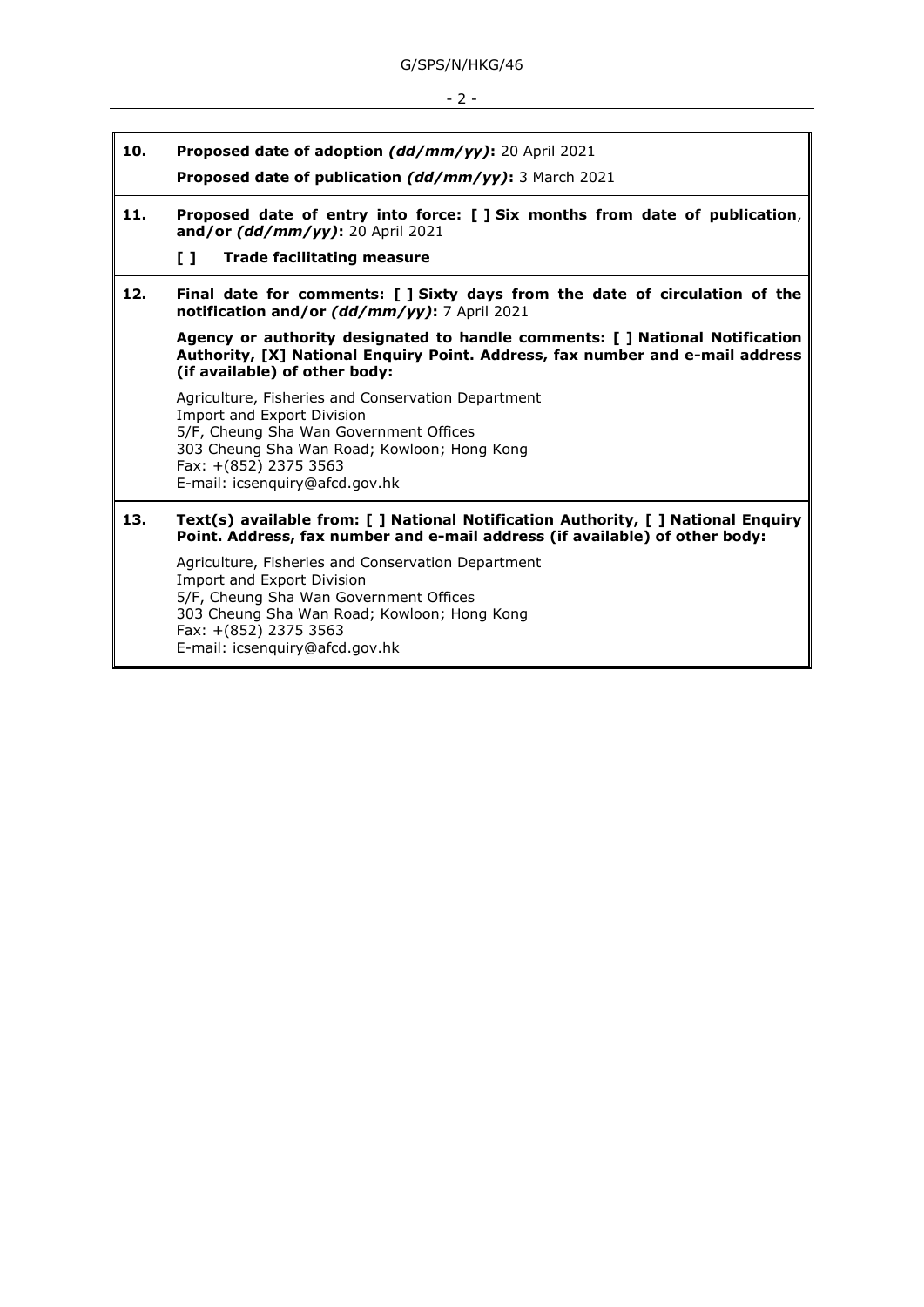**10.** **Proposed date of adoption *(dd/mm/yy)*:** 20 April 2021

**Proposed date of publication *(dd/mm/yy)*:** 3 March 2021

**11.** **Proposed date of entry into force: [ ] Six months from date of publication, and/or *(dd/mm/yy)*:** 20 April 2021

**[ ] Trade facilitating measure**

**12.** **Final date for comments: [ ] Sixty days from the date of circulation of the notification and/or *(dd/mm/yy)*:** 7 April 2021

**Agency or authority designated to handle comments: [ ] National Notification Authority, [X] National Enquiry Point. Address, fax number and e-mail address (if available) of other body:**

Agriculture, Fisheries and Conservation Department
Import and Export Division
5/F, Cheung Sha Wan Government Offices
303 Cheung Sha Wan Road; Kowloon; Hong Kong
Fax: +(852) 2375 3563
E-mail: icsenquiry@afcd.gov.hk

**13.** **Text(s) available from: [ ] National Notification Authority, [ ] National Enquiry Point. Address, fax number and e-mail address (if available) of other body:**

Agriculture, Fisheries and Conservation Department
Import and Export Division
5/F, Cheung Sha Wan Government Offices
303 Cheung Sha Wan Road; Kowloon; Hong Kong
Fax: +(852) 2375 3563
E-mail: icsenquiry@afcd.gov.hk